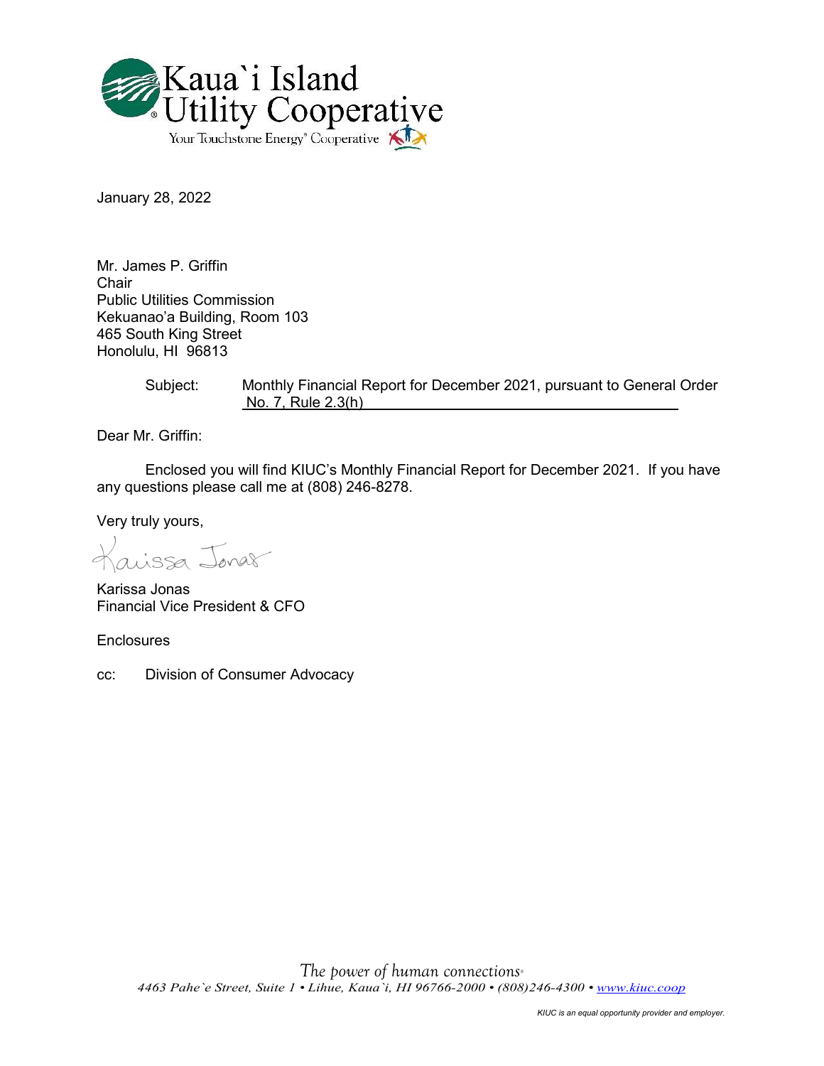Kaua`i Island Utility Cooperative

Your Touchstone Energy® Cooperative

January 28, 2022

Mr. James P. Griffin
Chair
Public Utilities Commission
Kekuanao'a Building, Room 103
465 South King Street
Honolulu, HI 96813

Subject: Monthly Financial Report for December 2021, pursuant to General Order No. 7, Rule 2.3(h)

Dear Mr. Griffin:

Enclosed you will find KIUC's Monthly Financial Report for December 2021. If you have any questions please call me at (808) 246-8278.

Very truly yours,

Karissa Jonas

Karissa Jonas
Financial Vice President & CFO

Enclosures

cc: Division of Consumer Advocacy

*The power of human connections®*

*4463 Pahe`e Street, Suite 1 • Lihue, Kaua`i, HI 96766-2000 • (808)246-4300 • www.kiuc.coop*

*KIUC is an equal opportunity provider and employer.*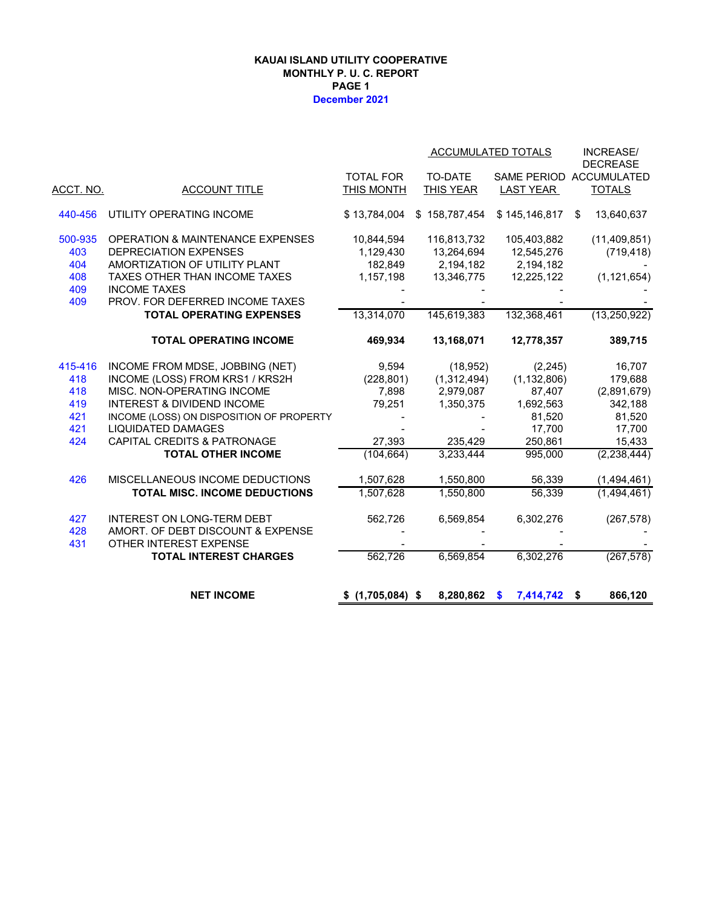**KAUAI ISLAND UTILITY COOPERATIVE**
**MONTHLY P. U. C. REPORT**
**PAGE 1**
**December 2021**

| ACCT. NO. | ACCOUNT TITLE | TOTAL FOR THIS MONTH | ACCUMULATED TOTALS TO-DATE THIS YEAR | ACCUMULATED TOTALS SAME PERIOD LAST YEAR | INCREASE/ DECREASE ACCUMULATED TOTALS |
|---|---|---|---|---|---|
| 440-456 | UTILITY OPERATING INCOME | $ 13,784,004 | $ 158,787,454 | $ 145,146,817 | $ 13,640,637 |
| 500-935 | OPERATION & MAINTENANCE EXPENSES | 10,844,594 | 116,813,732 | 105,403,882 | (11,409,851) |
| 403 | DEPRECIATION EXPENSES | 1,129,430 | 13,264,694 | 12,545,276 | (719,418) |
| 404 | AMORTIZATION OF UTILITY PLANT | 182,849 | 2,194,182 | 2,194,182 | - |
| 408 | TAXES OTHER THAN INCOME TAXES | 1,157,198 | 13,346,775 | 12,225,122 | (1,121,654) |
| 409 | INCOME TAXES | - | - | - | - |
| 409 | PROV. FOR DEFERRED INCOME TAXES | - | - | - | - |
| | **TOTAL OPERATING EXPENSES** | 13,314,070 | 145,619,383 | 132,368,461 | (13,250,922) |
| | **TOTAL OPERATING INCOME** | **469,934** | **13,168,071** | **12,778,357** | **389,715** |
| 415-416 | INCOME FROM MDSE, JOBBING (NET) | 9,594 | (18,952) | (2,245) | 16,707 |
| 418 | INCOME (LOSS) FROM KRS1 / KRS2H | (228,801) | (1,312,494) | (1,132,806) | 179,688 |
| 418 | MISC. NON-OPERATING INCOME | 7,898 | 2,979,087 | 87,407 | (2,891,679) |
| 419 | INTEREST & DIVIDEND INCOME | 79,251 | 1,350,375 | 1,692,563 | 342,188 |
| 421 | INCOME (LOSS) ON DISPOSITION OF PROPERTY | - | - | 81,520 | 81,520 |
| 421 | LIQUIDATED DAMAGES | - | - | 17,700 | 17,700 |
| 424 | CAPITAL CREDITS & PATRONAGE | 27,393 | 235,429 | 250,861 | 15,433 |
| | **TOTAL OTHER INCOME** | (104,664) | 3,233,444 | 995,000 | (2,238,444) |
| 426 | MISCELLANEOUS INCOME DEDUCTIONS | 1,507,628 | 1,550,800 | 56,339 | (1,494,461) |
| | **TOTAL MISC. INCOME DEDUCTIONS** | 1,507,628 | 1,550,800 | 56,339 | (1,494,461) |
| 427 | INTEREST ON LONG-TERM DEBT | 562,726 | 6,569,854 | 6,302,276 | (267,578) |
| 428 | AMORT. OF DEBT DISCOUNT & EXPENSE | - | - | - | - |
| 431 | OTHER INTEREST EXPENSE | - | - | - | - |
| | **TOTAL INTEREST CHARGES** | 562,726 | 6,569,854 | 6,302,276 | (267,578) |
| | **NET INCOME** | **$ (1,705,084)** | **$ 8,280,862** | **$ 7,414,742** | **$ 866,120** |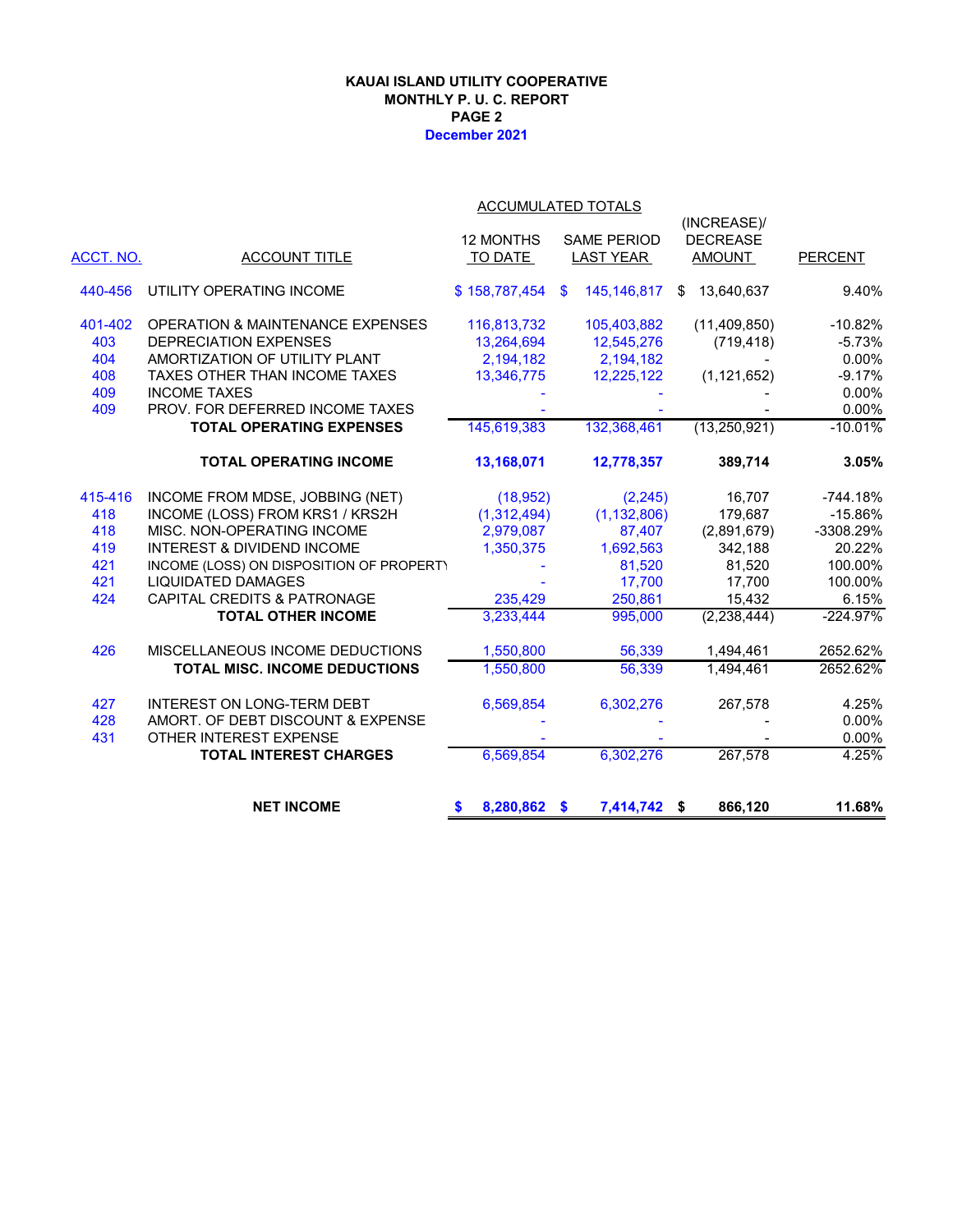**KAUAI ISLAND UTILITY COOPERATIVE**
**MONTHLY P. U. C. REPORT**
**PAGE 2**
**December 2021**

| ACCT. NO. | ACCOUNT TITLE | ACCUMULATED TOTALS 12 MONTHS TO DATE | SAME PERIOD LAST YEAR | (INCREASE)/ DECREASE AMOUNT | PERCENT |
|---|---|---|---|---|---|
| 440-456 | UTILITY OPERATING INCOME | $ 158,787,454 | $ 145,146,817 | $ 13,640,637 | 9.40% |
| 401-402 | OPERATION & MAINTENANCE EXPENSES | 116,813,732 | 105,403,882 | (11,409,850) | -10.82% |
| 403 | DEPRECIATION EXPENSES | 13,264,694 | 12,545,276 | (719,418) | -5.73% |
| 404 | AMORTIZATION OF UTILITY PLANT | 2,194,182 | 2,194,182 | - | 0.00% |
| 408 | TAXES OTHER THAN INCOME TAXES | 13,346,775 | 12,225,122 | (1,121,652) | -9.17% |
| 409 | INCOME TAXES | - | - | - | 0.00% |
| 409 | PROV. FOR DEFERRED INCOME TAXES | - | - | - | 0.00% |
| | **TOTAL OPERATING EXPENSES** | 145,619,383 | 132,368,461 | (13,250,921) | -10.01% |
| | **TOTAL OPERATING INCOME** | **13,168,071** | **12,778,357** | **389,714** | **3.05%** |
| 415-416 | INCOME FROM MDSE, JOBBING (NET) | (18,952) | (2,245) | 16,707 | -744.18% |
| 418 | INCOME (LOSS) FROM KRS1 / KRS2H | (1,312,494) | (1,132,806) | 179,687 | -15.86% |
| 418 | MISC. NON-OPERATING INCOME | 2,979,087 | 87,407 | (2,891,679) | -3308.29% |
| 419 | INTEREST & DIVIDEND INCOME | 1,350,375 | 1,692,563 | 342,188 | 20.22% |
| 421 | INCOME (LOSS) ON DISPOSITION OF PROPERTY | - | 81,520 | 81,520 | 100.00% |
| 421 | LIQUIDATED DAMAGES | - | 17,700 | 17,700 | 100.00% |
| 424 | CAPITAL CREDITS & PATRONAGE | 235,429 | 250,861 | 15,432 | 6.15% |
| | **TOTAL OTHER INCOME** | 3,233,444 | 995,000 | (2,238,444) | -224.97% |
| 426 | MISCELLANEOUS INCOME DEDUCTIONS | 1,550,800 | 56,339 | 1,494,461 | 2652.62% |
| | **TOTAL MISC. INCOME DEDUCTIONS** | 1,550,800 | 56,339 | 1,494,461 | 2652.62% |
| 427 | INTEREST ON LONG-TERM DEBT | 6,569,854 | 6,302,276 | 267,578 | 4.25% |
| 428 | AMORT. OF DEBT DISCOUNT & EXPENSE | - | - | - | 0.00% |
| 431 | OTHER INTEREST EXPENSE | - | - | - | 0.00% |
| | **TOTAL INTEREST CHARGES** | 6,569,854 | 6,302,276 | 267,578 | 4.25% |
| | **NET INCOME** | **$ 8,280,862** | **$ 7,414,742** | **$ 866,120** | **11.68%** |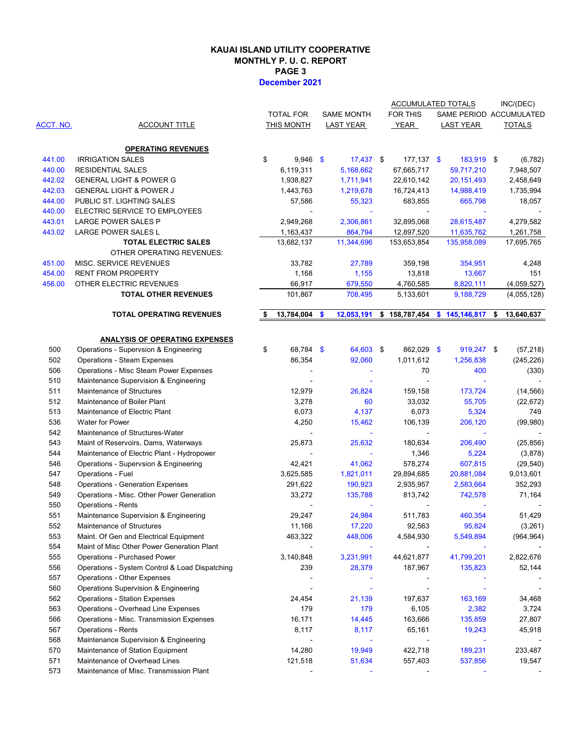# KAUAI ISLAND UTILITY COOPERATIVE
## MONTHLY P. U. C. REPORT
## PAGE 3
## December 2021

| ACCT. NO. | ACCOUNT TITLE | TOTAL FOR THIS MONTH | SAME MONTH LAST YEAR | ACCUMULATED TOTALS FOR THIS YEAR | ACCUMULATED TOTALS SAME PERIOD LAST YEAR | INC/(DEC) ACCUMULATED TOTALS |
|---|---|---|---|---|---|---|
| | **OPERATING REVENUES** | | | | | |
| 441.00 | IRRIGATION SALES | $ 9,946 | $ 17,437 | $ 177,137 | $ 183,919 | $ (6,782) |
| 440.00 | RESIDENTIAL SALES | 6,119,311 | 5,168,662 | 67,665,717 | 59,717,210 | 7,948,507 |
| 442.02 | GENERAL LIGHT & POWER G | 1,938,827 | 1,711,941 | 22,610,142 | 20,151,493 | 2,458,649 |
| 442.03 | GENERAL LIGHT & POWER J | 1,443,763 | 1,219,678 | 16,724,413 | 14,988,419 | 1,735,994 |
| 444.00 | PUBLIC ST. LIGHTING SALES | 57,586 | 55,323 | 683,855 | 665,798 | 18,057 |
| 440.00 | ELECTRIC SERVICE TO EMPLOYEES | - | - | - | - | - |
| 443.01 | LARGE POWER SALES P | 2,949,268 | 2,306,861 | 32,895,068 | 28,615,487 | 4,279,582 |
| 443.02 | LARGE POWER SALES L | 1,163,437 | 864,794 | 12,897,520 | 11,635,762 | 1,261,758 |
| | **TOTAL ELECTRIC SALES** | 13,682,137 | 11,344,696 | 153,653,854 | 135,958,089 | 17,695,765 |
| | OTHER OPERATING REVENUES: | | | | | |
| 451.00 | MISC. SERVICE REVENUES | 33,782 | 27,789 | 359,198 | 354,951 | 4,248 |
| 454.00 | RENT FROM PROPERTY | 1,168 | 1,155 | 13,818 | 13,667 | 151 |
| 456.00 | OTHER ELECTRIC REVENUES | 66,917 | 679,550 | 4,760,585 | 8,820,111 | (4,059,527) |
| | **TOTAL OTHER REVENUES** | 101,867 | 708,495 | 5,133,601 | 9,188,729 | (4,055,128) |
| | **TOTAL OPERATING REVENUES** | **$ 13,784,004** | **$ 12,053,191** | **$ 158,787,454** | **$ 145,146,817** | **$ 13,640,637** |
| | **ANALYSIS OF OPERATING EXPENSES** | | | | | |
| 500 | Operations - Supervsion & Engineering | $ 68,784 | $ 64,603 | $ 862,029 | $ 919,247 | $ (57,218) |
| 502 | Operations - Steam Expenses | 86,354 | 92,060 | 1,011,612 | 1,256,838 | (245,226) |
| 506 | Operations - Misc Steam Power Expenses | - | - | 70 | 400 | (330) |
| 510 | Maintenance Supervision & Engineering | - | - | - | - | - |
| 511 | Maintenance of Structures | 12,979 | 26,824 | 159,158 | 173,724 | (14,566) |
| 512 | Maintenance of Boiler Plant | 3,278 | 60 | 33,032 | 55,705 | (22,672) |
| 513 | Maintenance of Electric Plant | 6,073 | 4,137 | 6,073 | 5,324 | 749 |
| 536 | Water for Power | 4,250 | 15,462 | 106,139 | 206,120 | (99,980) |
| 542 | Maintenance of Structures-Water | - | - | - | - | - |
| 543 | Maint of Reservoirs, Dams, Waterways | 25,873 | 25,632 | 180,634 | 206,490 | (25,856) |
| 544 | Maintenance of Electric Plant - Hydropower | - | - | 1,346 | 5,224 | (3,878) |
| 546 | Operations - Supervsion & Engineering | 42,421 | 41,062 | 578,274 | 607,815 | (29,540) |
| 547 | Operations - Fuel | 3,625,585 | 1,821,011 | 29,894,685 | 20,881,084 | 9,013,601 |
| 548 | Operations - Generation Expenses | 291,622 | 190,923 | 2,935,957 | 2,583,664 | 352,293 |
| 549 | Operations - Misc. Other Power Generation | 33,272 | 135,788 | 813,742 | 742,578 | 71,164 |
| 550 | Operations - Rents | - | - | - | - | - |
| 551 | Maintenance Supervision & Engineering | 29,247 | 24,984 | 511,783 | 460,354 | 51,429 |
| 552 | Maintenance of Structures | 11,166 | 17,220 | 92,563 | 95,824 | (3,261) |
| 553 | Maint. Of Gen and Electrical Equipment | 463,322 | 448,006 | 4,584,930 | 5,549,894 | (964,964) |
| 554 | Maint of Misc Other Power Generation Plant | - | - | - | - | - |
| 555 | Operations - Purchased Power | 3,140,848 | 3,231,991 | 44,621,877 | 41,799,201 | 2,822,676 |
| 556 | Operations - System Control & Load Dispatching | 239 | 28,379 | 187,967 | 135,823 | 52,144 |
| 557 | Operations - Other Expenses | - | - | - | - | - |
| 560 | Operations Supervision & Engineering | - | - | - | - | - |
| 562 | Operations - Station Expenses | 24,454 | 21,139 | 197,637 | 163,169 | 34,468 |
| 563 | Operations - Overhead Line Expenses | 179 | 179 | 6,105 | 2,382 | 3,724 |
| 566 | Operations - Misc. Transmission Expenses | 16,171 | 14,445 | 163,666 | 135,859 | 27,807 |
| 567 | Operations - Rents | 8,117 | 8,117 | 65,161 | 19,243 | 45,918 |
| 568 | Maintenance Supervision & Engineering | - | - | - | - | - |
| 570 | Maintenance of Station Equipment | 14,280 | 19,949 | 422,718 | 189,231 | 233,487 |
| 571 | Maintenance of Overhead Lines | 121,518 | 51,634 | 557,403 | 537,856 | 19,547 |
| 573 | Maintenance of Misc. Transmission Plant | - | - | - | - | - |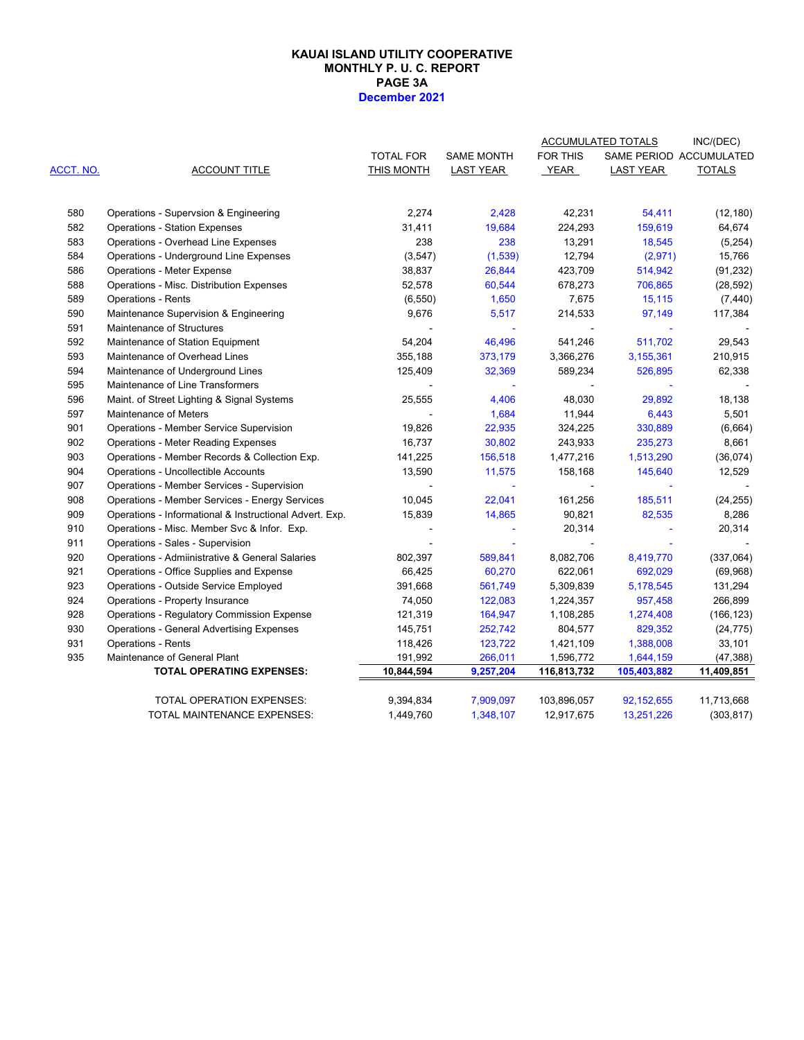# KAUAI ISLAND UTILITY COOPERATIVE
## MONTHLY P. U. C. REPORT
## PAGE 3A
## December 2021

| ACCT. NO. | ACCOUNT TITLE | TOTAL FOR THIS MONTH | SAME MONTH LAST YEAR | ACCUMULATED TOTALS FOR THIS YEAR | ACCUMULATED TOTALS SAME PERIOD LAST YEAR | INC/(DEC) ACCUMULATED TOTALS |
|---|---|---|---|---|---|---|
| 580 | Operations - Supervsion & Engineering | 2,274 | 2,428 | 42,231 | 54,411 | (12,180) |
| 582 | Operations - Station Expenses | 31,411 | 19,684 | 224,293 | 159,619 | 64,674 |
| 583 | Operations - Overhead Line Expenses | 238 | 238 | 13,291 | 18,545 | (5,254) |
| 584 | Operations - Underground Line Expenses | (3,547) | (1,539) | 12,794 | (2,971) | 15,766 |
| 586 | Operations - Meter Expense | 38,837 | 26,844 | 423,709 | 514,942 | (91,232) |
| 588 | Operations - Misc. Distribution Expenses | 52,578 | 60,544 | 678,273 | 706,865 | (28,592) |
| 589 | Operations - Rents | (6,550) | 1,650 | 7,675 | 15,115 | (7,440) |
| 590 | Maintenance Supervision & Engineering | 9,676 | 5,517 | 214,533 | 97,149 | 117,384 |
| 591 | Maintenance of Structures | - | - | - | - | - |
| 592 | Maintenance of Station Equipment | 54,204 | 46,496 | 541,246 | 511,702 | 29,543 |
| 593 | Maintenance of Overhead Lines | 355,188 | 373,179 | 3,366,276 | 3,155,361 | 210,915 |
| 594 | Maintenance of Underground Lines | 125,409 | 32,369 | 589,234 | 526,895 | 62,338 |
| 595 | Maintenance of Line Transformers | - | - | - | - | - |
| 596 | Maint. of Street Lighting & Signal Systems | 25,555 | 4,406 | 48,030 | 29,892 | 18,138 |
| 597 | Maintenance of Meters | - | 1,684 | 11,944 | 6,443 | 5,501 |
| 901 | Operations - Member Service Supervision | 19,826 | 22,935 | 324,225 | 330,889 | (6,664) |
| 902 | Operations - Meter Reading Expenses | 16,737 | 30,802 | 243,933 | 235,273 | 8,661 |
| 903 | Operations - Member Records & Collection Exp. | 141,225 | 156,518 | 1,477,216 | 1,513,290 | (36,074) |
| 904 | Operations - Uncollectible Accounts | 13,590 | 11,575 | 158,168 | 145,640 | 12,529 |
| 907 | Operations - Member Services - Supervision | - | - | - | - | - |
| 908 | Operations - Member Services - Energy Services | 10,045 | 22,041 | 161,256 | 185,511 | (24,255) |
| 909 | Operations - Informational & Instructional Advert. Exp. | 15,839 | 14,865 | 90,821 | 82,535 | 8,286 |
| 910 | Operations - Misc. Member Svc & Infor. Exp. | - | - | 20,314 | - | 20,314 |
| 911 | Operations - Sales - Supervision | - | - | - | - | - |
| 920 | Operations - Admiinistrative & General Salaries | 802,397 | 589,841 | 8,082,706 | 8,419,770 | (337,064) |
| 921 | Operations - Office Supplies and Expense | 66,425 | 60,270 | 622,061 | 692,029 | (69,968) |
| 923 | Operations - Outside Service Employed | 391,668 | 561,749 | 5,309,839 | 5,178,545 | 131,294 |
| 924 | Operations - Property Insurance | 74,050 | 122,083 | 1,224,357 | 957,458 | 266,899 |
| 928 | Operations - Regulatory Commission Expense | 121,319 | 164,947 | 1,108,285 | 1,274,408 | (166,123) |
| 930 | Operations - General Advertising Expenses | 145,751 | 252,742 | 804,577 | 829,352 | (24,775) |
| 931 | Operations - Rents | 118,426 | 123,722 | 1,421,109 | 1,388,008 | 33,101 |
| 935 | Maintenance of General Plant | 191,992 | 266,011 | 1,596,772 | 1,644,159 | (47,388) |
| | **TOTAL OPERATING EXPENSES:** | **10,844,594** | **9,257,204** | **116,813,732** | **105,403,882** | **11,409,851** |
| | TOTAL OPERATION EXPENSES: | 9,394,834 | 7,909,097 | 103,896,057 | 92,152,655 | 11,713,668 |
| | TOTAL MAINTENANCE EXPENSES: | 1,449,760 | 1,348,107 | 12,917,675 | 13,251,226 | (303,817) |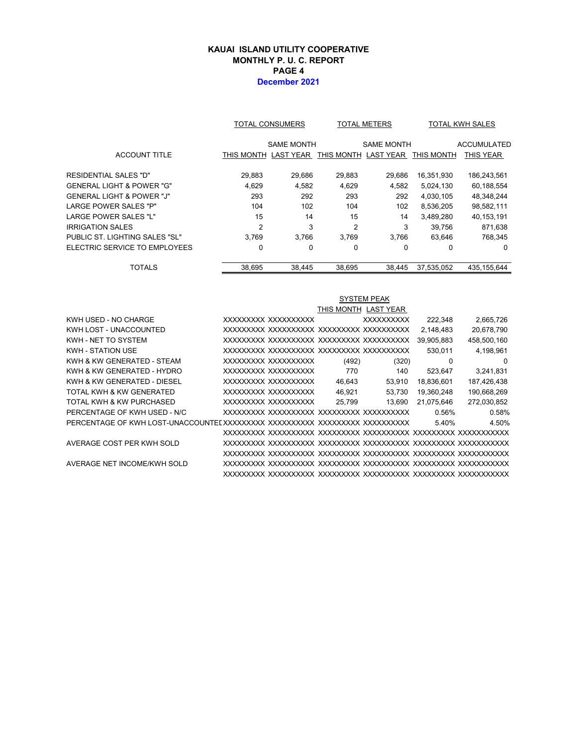# KAUAI ISLAND UTILITY COOPERATIVE
## MONTHLY P. U. C. REPORT
## PAGE 4
## December 2021

| ACCOUNT TITLE | TOTAL CONSUMERS | | TOTAL METERS | | TOTAL KWH SALES | |
|---|---|---|---|---|---|---|
| | THIS MONTH | SAME MONTH LAST YEAR | THIS MONTH | SAME MONTH LAST YEAR | THIS MONTH | ACCUMULATED THIS YEAR |
| RESIDENTIAL SALES "D" | 29,883 | 29,686 | 29,883 | 29,686 | 16,351,930 | 186,243,561 |
| GENERAL LIGHT & POWER "G" | 4,629 | 4,582 | 4,629 | 4,582 | 5,024,130 | 60,188,554 |
| GENERAL LIGHT & POWER "J" | 293 | 292 | 293 | 292 | 4,030,105 | 48,348,244 |
| LARGE POWER SALES "P" | 104 | 102 | 104 | 102 | 8,536,205 | 98,582,111 |
| LARGE POWER SALES "L" | 15 | 14 | 15 | 14 | 3,489,280 | 40,153,191 |
| IRRIGATION SALES | 2 | 3 | 2 | 3 | 39,756 | 871,638 |
| PUBLIC ST. LIGHTING SALES "SL" | 3,769 | 3,766 | 3,769 | 3,766 | 63,646 | 768,345 |
| ELECTRIC SERVICE TO EMPLOYEES | 0 | 0 | 0 | 0 | 0 | 0 |
| TOTALS | 38,695 | 38,445 | 38,695 | 38,445 | 37,535,052 | 435,155,644 |

| | | | SYSTEM PEAK THIS MONTH | SYSTEM PEAK LAST YEAR | | |
|---|---|---|---|---|---|---|
| KWH USED - NO CHARGE | XXXXXXXXX | XXXXXXXXXX | | XXXXXXXXXX | 222,348 | 2,665,726 |
| KWH LOST - UNACCOUNTED | XXXXXXXXX | XXXXXXXXXX | XXXXXXXXX | XXXXXXXXXX | 2,148,483 | 20,678,790 |
| KWH - NET TO SYSTEM | XXXXXXXXX | XXXXXXXXXX | XXXXXXXXX | XXXXXXXXXX | 39,905,883 | 458,500,160 |
| KWH - STATION USE | XXXXXXXXX | XXXXXXXXXX | XXXXXXXXX | XXXXXXXXXX | 530,011 | 4,198,961 |
| KWH & KW GENERATED - STEAM | XXXXXXXXX | XXXXXXXXXX | (492) | (320) | 0 | 0 |
| KWH & KW GENERATED - HYDRO | XXXXXXXXX | XXXXXXXXXX | 770 | 140 | 523,647 | 3,241,831 |
| KWH & KW GENERATED - DIESEL | XXXXXXXXX | XXXXXXXXXX | 46,643 | 53,910 | 18,836,601 | 187,426,438 |
| TOTAL KWH & KW GENERATED | XXXXXXXXX | XXXXXXXXXX | 46,921 | 53,730 | 19,360,248 | 190,668,269 |
| TOTAL KWH & KW PURCHASED | XXXXXXXXX | XXXXXXXXXX | 25,799 | 13,690 | 21,075,646 | 272,030,852 |
| PERCENTAGE OF KWH USED - N/C | XXXXXXXXX | XXXXXXXXXX | XXXXXXXXX | XXXXXXXXXX | 0.56% | 0.58% |
| PERCENTAGE OF KWH LOST-UNACCOUNTED | XXXXXXXXX | XXXXXXXXXX | XXXXXXXXX | XXXXXXXXXX | 5.40% | 4.50% |
| | XXXXXXXXX | XXXXXXXXXX | XXXXXXXXX | XXXXXXXXXX | XXXXXXXXX | XXXXXXXXXX |
| AVERAGE COST PER KWH SOLD | XXXXXXXXX | XXXXXXXXXX | XXXXXXXXX | XXXXXXXXXX | XXXXXXXXX | XXXXXXXXXX |
| | XXXXXXXXX | XXXXXXXXXX | XXXXXXXXX | XXXXXXXXXX | XXXXXXXXX | XXXXXXXXXX |
| AVERAGE NET INCOME/KWH SOLD | XXXXXXXXX | XXXXXXXXXX | XXXXXXXXX | XXXXXXXXXX | XXXXXXXXX | XXXXXXXXXX |
| | XXXXXXXXX | XXXXXXXXXX | XXXXXXXXX | XXXXXXXXXX | XXXXXXXXX | XXXXXXXXXX |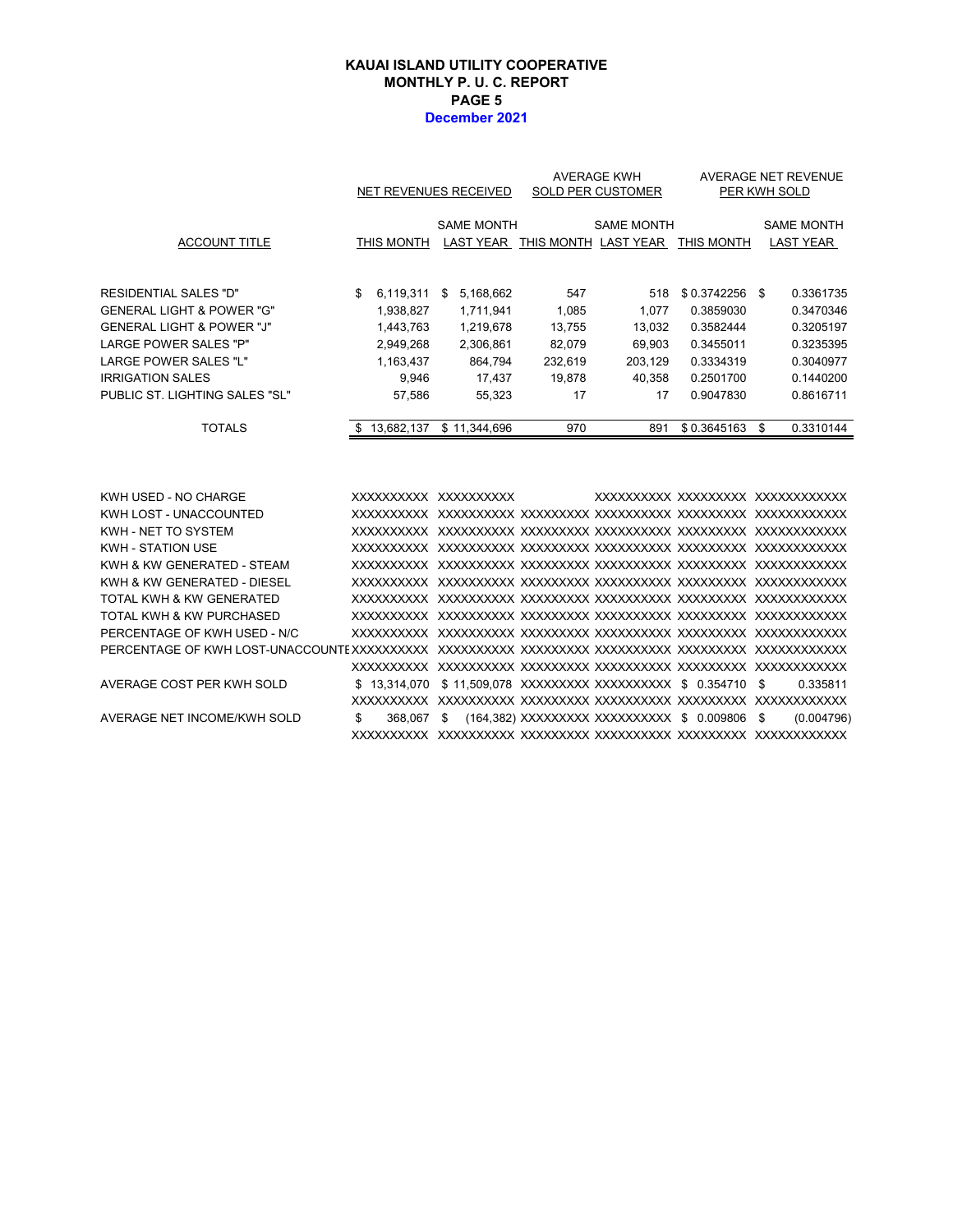**KAUAI ISLAND UTILITY COOPERATIVE**
**MONTHLY P. U. C. REPORT**
**PAGE 5**
**December 2021**

| ACCOUNT TITLE | NET REVENUES RECEIVED THIS MONTH | NET REVENUES RECEIVED SAME MONTH LAST YEAR | AVERAGE KWH SOLD PER CUSTOMER THIS MONTH | AVERAGE KWH SOLD PER CUSTOMER SAME MONTH LAST YEAR | AVERAGE NET REVENUE PER KWH SOLD THIS MONTH | AVERAGE NET REVENUE PER KWH SOLD SAME MONTH LAST YEAR |
|---|---|---|---|---|---|---|
| RESIDENTIAL SALES "D" | $ 6,119,311 | $ 5,168,662 | 547 | 518 | $ 0.3742256 | $ 0.3361735 |
| GENERAL LIGHT & POWER "G" | 1,938,827 | 1,711,941 | 1,085 | 1,077 | 0.3859030 | 0.3470346 |
| GENERAL LIGHT & POWER "J" | 1,443,763 | 1,219,678 | 13,755 | 13,032 | 0.3582444 | 0.3205197 |
| LARGE POWER SALES "P" | 2,949,268 | 2,306,861 | 82,079 | 69,903 | 0.3455011 | 0.3235395 |
| LARGE POWER SALES "L" | 1,163,437 | 864,794 | 232,619 | 203,129 | 0.3334319 | 0.3040977 |
| IRRIGATION SALES | 9,946 | 17,437 | 19,878 | 40,358 | 0.2501700 | 0.1440200 |
| PUBLIC ST. LIGHTING SALES "SL" | 57,586 | 55,323 | 17 | 17 | 0.9047830 | 0.8616711 |
| TOTALS | $ 13,682,137 | $ 11,344,696 | 970 | 891 | $ 0.3645163 | $ 0.3310144 |

| | | | | | | |
|---|---|---|---|---|---|---|
| KWH USED - NO CHARGE | XXXXXXXXXX | XXXXXXXXXX | | XXXXXXXXXX | XXXXXXXXX | XXXXXXXXXXX |
| KWH LOST - UNACCOUNTED | XXXXXXXXXX | XXXXXXXXXX | XXXXXXXXX | XXXXXXXXXX | XXXXXXXXX | XXXXXXXXXXX |
| KWH - NET TO SYSTEM | XXXXXXXXXX | XXXXXXXXXX | XXXXXXXXX | XXXXXXXXXX | XXXXXXXXX | XXXXXXXXXXX |
| KWH - STATION USE | XXXXXXXXXX | XXXXXXXXXX | XXXXXXXXX | XXXXXXXXXX | XXXXXXXXX | XXXXXXXXXXX |
| KWH & KW GENERATED - STEAM | XXXXXXXXXX | XXXXXXXXXX | XXXXXXXXX | XXXXXXXXXX | XXXXXXXXX | XXXXXXXXXXX |
| KWH & KW GENERATED - DIESEL | XXXXXXXXXX | XXXXXXXXXX | XXXXXXXXX | XXXXXXXXXX | XXXXXXXXX | XXXXXXXXXXX |
| TOTAL KWH & KW GENERATED | XXXXXXXXXX | XXXXXXXXXX | XXXXXXXXX | XXXXXXXXXX | XXXXXXXXX | XXXXXXXXXXX |
| TOTAL KWH & KW PURCHASED | XXXXXXXXXX | XXXXXXXXXX | XXXXXXXXX | XXXXXXXXXX | XXXXXXXXX | XXXXXXXXXXX |
| PERCENTAGE OF KWH USED - N/C | XXXXXXXXXX | XXXXXXXXXX | XXXXXXXXX | XXXXXXXXXX | XXXXXXXXX | XXXXXXXXXXX |
| PERCENTAGE OF KWH LOST-UNACCOUNTE | XXXXXXXXXX | XXXXXXXXXX | XXXXXXXXX | XXXXXXXXXX | XXXXXXXXX | XXXXXXXXXXX |
| | XXXXXXXXXX | XXXXXXXXXX | XXXXXXXXX | XXXXXXXXXX | XXXXXXXXX | XXXXXXXXXXX |
| AVERAGE COST PER KWH SOLD | $ 13,314,070 | $ 11,509,078 | XXXXXXXXX | XXXXXXXXXX | $ 0.354710 | $ 0.335811 |
| | XXXXXXXXXX | XXXXXXXXXX | XXXXXXXXX | XXXXXXXXXX | XXXXXXXXX | XXXXXXXXXXX |
| AVERAGE NET INCOME/KWH SOLD | $ 368,067 | $ (164,382) | XXXXXXXXX | XXXXXXXXXX | $ 0.009806 | $ (0.004796) |
| | XXXXXXXXXX | XXXXXXXXXX | XXXXXXXXX | XXXXXXXXXX | XXXXXXXXX | XXXXXXXXXXX |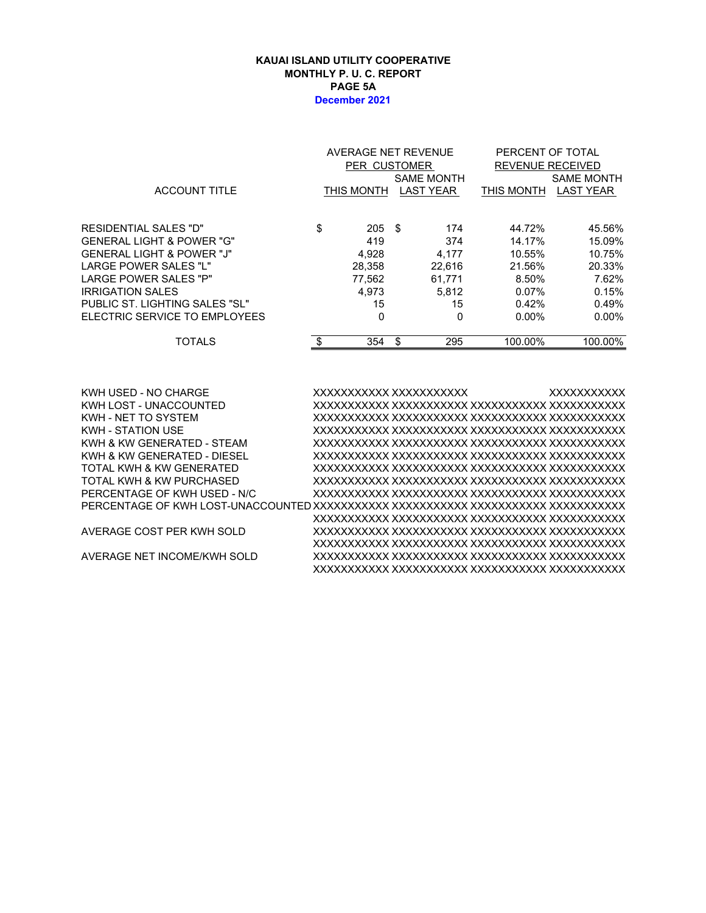**KAUAI ISLAND UTILITY COOPERATIVE**
**MONTHLY P. U. C. REPORT**
**PAGE 5A**
**December 2021**

| ACCOUNT TITLE | AVERAGE NET REVENUE PER CUSTOMER | | PERCENT OF TOTAL REVENUE RECEIVED | |
|---|---|---|---|---|
| | THIS MONTH | SAME MONTH LAST YEAR | THIS MONTH | SAME MONTH LAST YEAR |
| RESIDENTIAL SALES "D" | $ 205 | $ 174 | 44.72% | 45.56% |
| GENERAL LIGHT & POWER "G" | 419 | 374 | 14.17% | 15.09% |
| GENERAL LIGHT & POWER "J" | 4,928 | 4,177 | 10.55% | 10.75% |
| LARGE POWER SALES "L" | 28,358 | 22,616 | 21.56% | 20.33% |
| LARGE POWER SALES "P" | 77,562 | 61,771 | 8.50% | 7.62% |
| IRRIGATION SALES | 4,973 | 5,812 | 0.07% | 0.15% |
| PUBLIC ST. LIGHTING SALES "SL" | 15 | 15 | 0.42% | 0.49% |
| ELECTRIC SERVICE TO EMPLOYEES | 0 | 0 | 0.00% | 0.00% |
| TOTALS | $ 354 | $ 295 | 100.00% | 100.00% |

| | | | | |
|---|---|---|---|---|
| KWH USED - NO CHARGE | XXXXXXXXXXX | XXXXXXXXXXX | | XXXXXXXXXXX |
| KWH LOST - UNACCOUNTED | XXXXXXXXXXX | XXXXXXXXXXX | XXXXXXXXXXX | XXXXXXXXXXX |
| KWH - NET TO SYSTEM | XXXXXXXXXXX | XXXXXXXXXXX | XXXXXXXXXXX | XXXXXXXXXXX |
| KWH - STATION USE | XXXXXXXXXXX | XXXXXXXXXXX | XXXXXXXXXXX | XXXXXXXXXXX |
| KWH & KW GENERATED - STEAM | XXXXXXXXXXX | XXXXXXXXXXX | XXXXXXXXXXX | XXXXXXXXXXX |
| KWH & KW GENERATED - DIESEL | XXXXXXXXXXX | XXXXXXXXXXX | XXXXXXXXXXX | XXXXXXXXXXX |
| TOTAL KWH & KW GENERATED | XXXXXXXXXXX | XXXXXXXXXXX | XXXXXXXXXXX | XXXXXXXXXXX |
| TOTAL KWH & KW PURCHASED | XXXXXXXXXXX | XXXXXXXXXXX | XXXXXXXXXXX | XXXXXXXXXXX |
| PERCENTAGE OF KWH USED - N/C | XXXXXXXXXXX | XXXXXXXXXXX | XXXXXXXXXXX | XXXXXXXXXXX |
| PERCENTAGE OF KWH LOST-UNACCOUNTED | XXXXXXXXXXX | XXXXXXXXXXX | XXXXXXXXXXX | XXXXXXXXXXX |
| | XXXXXXXXXXX | XXXXXXXXXXX | XXXXXXXXXXX | XXXXXXXXXXX |
| AVERAGE COST PER KWH SOLD | XXXXXXXXXXX | XXXXXXXXXXX | XXXXXXXXXXX | XXXXXXXXXXX |
| | XXXXXXXXXXX | XXXXXXXXXXX | XXXXXXXXXXX | XXXXXXXXXXX |
| AVERAGE NET INCOME/KWH SOLD | XXXXXXXXXXX | XXXXXXXXXXX | XXXXXXXXXXX | XXXXXXXXXXX |
| | XXXXXXXXXXX | XXXXXXXXXXX | XXXXXXXXXXX | XXXXXXXXXXX |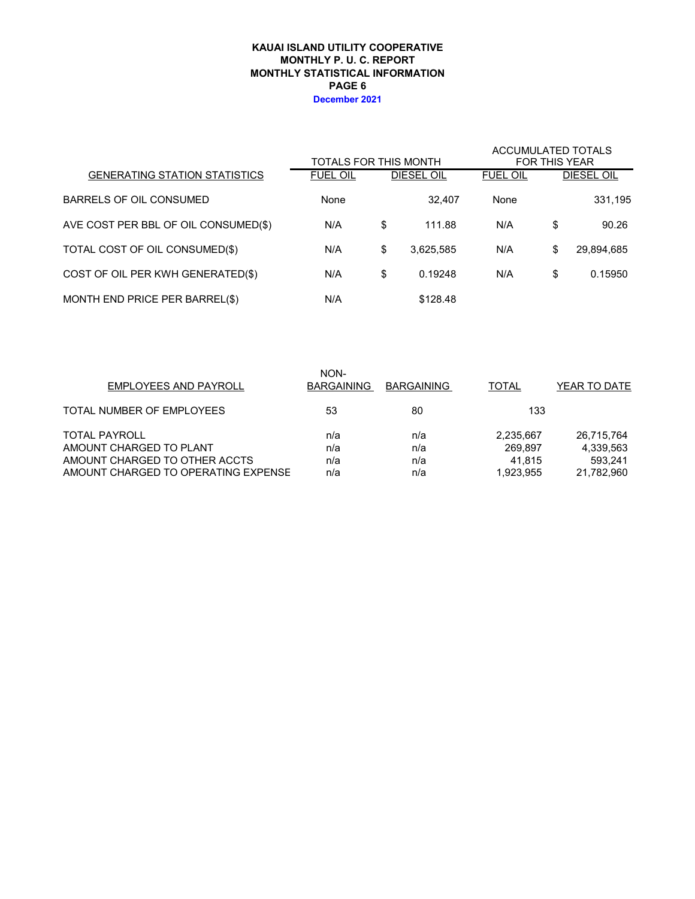**KAUAI ISLAND UTILITY COOPERATIVE**
**MONTHLY P. U. C. REPORT**
**MONTHLY STATISTICAL INFORMATION**
**PAGE 6**
**December 2021**

| GENERATING STATION STATISTICS | TOTALS FOR THIS MONTH | | ACCUMULATED TOTALS FOR THIS YEAR | |
|---|---|---|---|---|
| | FUEL OIL | DIESEL OIL | FUEL OIL | DIESEL OIL |
| BARRELS OF OIL CONSUMED | None | 32,407 | None | 331,195 |
| AVE COST PER BBL OF OIL CONSUMED($) | N/A | $ 111.88 | N/A | $ 90.26 |
| TOTAL COST OF OIL CONSUMED($) | N/A | $ 3,625,585 | N/A | $ 29,894,685 |
| COST OF OIL PER KWH GENERATED($) | N/A | $ 0.19248 | N/A | $ 0.15950 |
| MONTH END PRICE PER BARREL($) | N/A | $128.48 | | |

| EMPLOYEES AND PAYROLL | NON-BARGAINING | BARGAINING | TOTAL | YEAR TO DATE |
|---|---|---|---|---|
| TOTAL NUMBER OF EMPLOYEES | 53 | 80 | 133 | |
| TOTAL PAYROLL | n/a | n/a | 2,235,667 | 26,715,764 |
| AMOUNT CHARGED TO PLANT | n/a | n/a | 269,897 | 4,339,563 |
| AMOUNT CHARGED TO OTHER ACCTS | n/a | n/a | 41,815 | 593,241 |
| AMOUNT CHARGED TO OPERATING EXPENSE | n/a | n/a | 1,923,955 | 21,782,960 |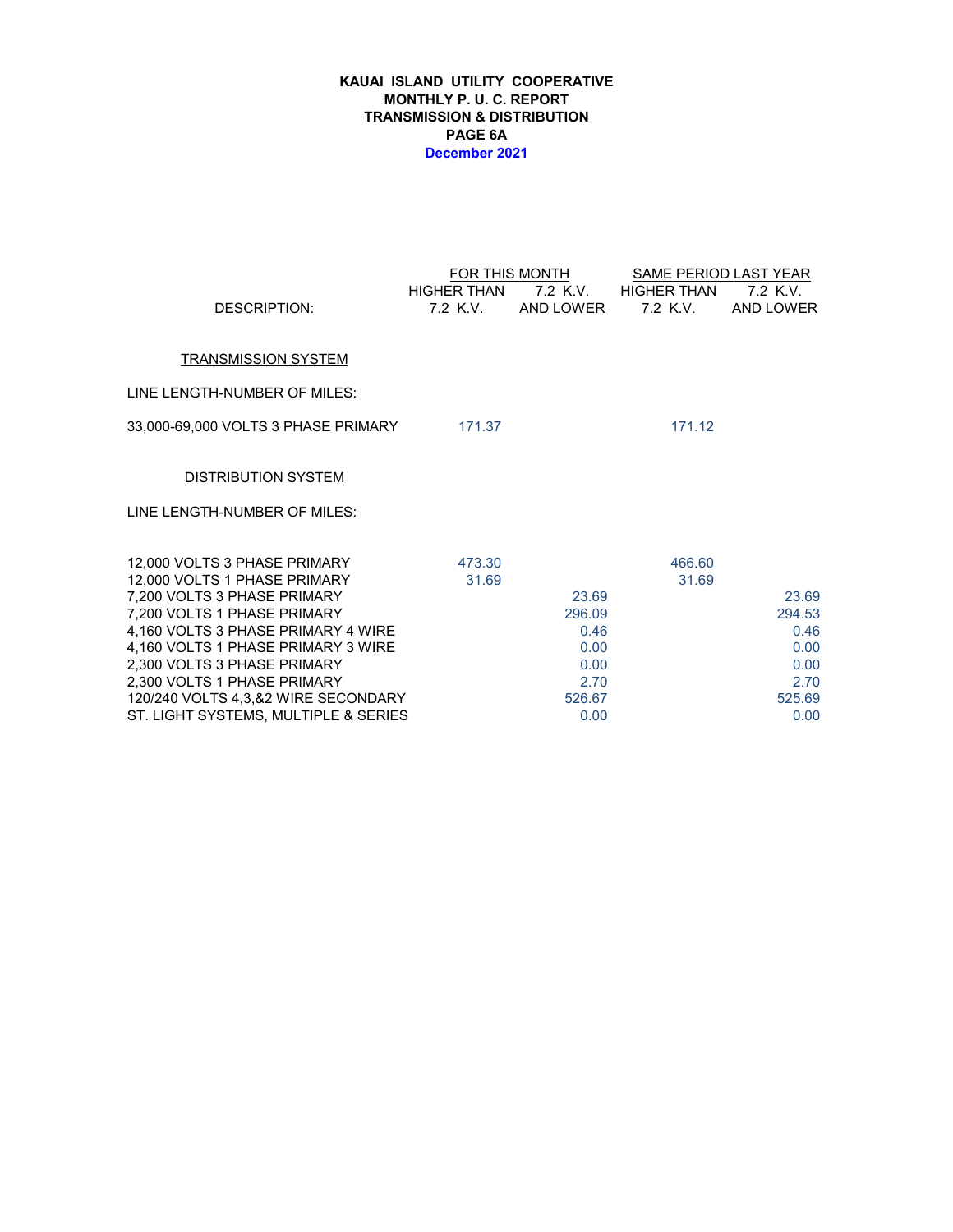**KAUAI ISLAND UTILITY COOPERATIVE**
**MONTHLY P. U. C. REPORT**
**TRANSMISSION & DISTRIBUTION**
**PAGE 6A**
**December 2021**

| DESCRIPTION: | FOR THIS MONTH HIGHER THAN 7.2 K.V. | FOR THIS MONTH 7.2 K.V. AND LOWER | SAME PERIOD LAST YEAR HIGHER THAN 7.2 K.V. | SAME PERIOD LAST YEAR 7.2 K.V. AND LOWER |
|---|---|---|---|---|
| **TRANSMISSION SYSTEM** | | | | |
| LINE LENGTH-NUMBER OF MILES: | | | | |
| 33,000-69,000 VOLTS 3 PHASE PRIMARY | 171.37 | | 171.12 | |
| **DISTRIBUTION SYSTEM** | | | | |
| LINE LENGTH-NUMBER OF MILES: | | | | |
| 12,000 VOLTS 3 PHASE PRIMARY | 473.30 | | 466.60 | |
| 12,000 VOLTS 1 PHASE PRIMARY | 31.69 | | 31.69 | |
| 7,200 VOLTS 3 PHASE PRIMARY | | 23.69 | | 23.69 |
| 7,200 VOLTS 1 PHASE PRIMARY | | 296.09 | | 294.53 |
| 4,160 VOLTS 3 PHASE PRIMARY 4 WIRE | | 0.46 | | 0.46 |
| 4,160 VOLTS 1 PHASE PRIMARY 3 WIRE | | 0.00 | | 0.00 |
| 2,300 VOLTS 3 PHASE PRIMARY | | 0.00 | | 0.00 |
| 2,300 VOLTS 1 PHASE PRIMARY | | 2.70 | | 2.70 |
| 120/240 VOLTS 4,3,&2 WIRE SECONDARY | | 526.67 | | 525.69 |
| ST. LIGHT SYSTEMS, MULTIPLE & SERIES | | 0.00 | | 0.00 |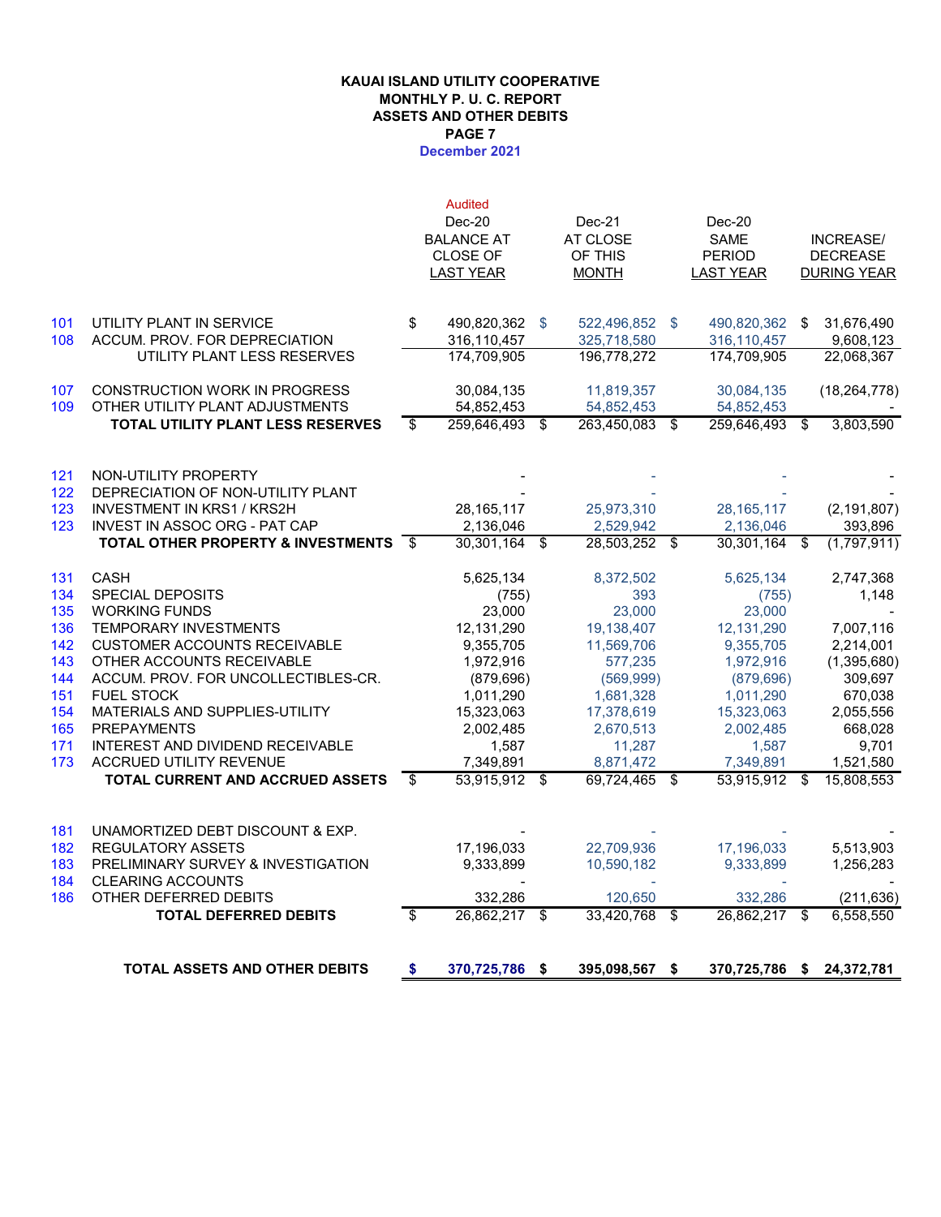**KAUAI ISLAND UTILITY COOPERATIVE**
**MONTHLY P. U. C. REPORT**
**ASSETS AND OTHER DEBITS**
**PAGE 7**
**December 2021**

| | | Audited Dec-20 BALANCE AT CLOSE OF LAST YEAR | Dec-21 AT CLOSE OF THIS MONTH | Dec-20 SAME PERIOD LAST YEAR | INCREASE/ DECREASE DURING YEAR |
|---|---|---|---|---|---|
| 101 | UTILITY PLANT IN SERVICE | $ 490,820,362 | $ 522,496,852 | $ 490,820,362 | $ 31,676,490 |
| 108 | ACCUM. PROV. FOR DEPRECIATION | 316,110,457 | 325,718,580 | 316,110,457 | 9,608,123 |
| | UTILITY PLANT LESS RESERVES | 174,709,905 | 196,778,272 | 174,709,905 | 22,068,367 |
| 107 | CONSTRUCTION WORK IN PROGRESS | 30,084,135 | 11,819,357 | 30,084,135 | (18,264,778) |
| 109 | OTHER UTILITY PLANT ADJUSTMENTS | 54,852,453 | 54,852,453 | 54,852,453 | - |
| | **TOTAL UTILITY PLANT LESS RESERVES** | $ 259,646,493 | $ 263,450,083 | $ 259,646,493 | $ 3,803,590 |
| 121 | NON-UTILITY PROPERTY | - | - | - | - |
| 122 | DEPRECIATION OF NON-UTILITY PLANT | - | - | - | - |
| 123 | INVESTMENT IN KRS1 / KRS2H | 28,165,117 | 25,973,310 | 28,165,117 | (2,191,807) |
| 123 | INVEST IN ASSOC ORG - PAT CAP | 2,136,046 | 2,529,942 | 2,136,046 | 393,896 |
| | **TOTAL OTHER PROPERTY & INVESTMENTS** | $ 30,301,164 | $ 28,503,252 | $ 30,301,164 | $ (1,797,911) |
| 131 | CASH | 5,625,134 | 8,372,502 | 5,625,134 | 2,747,368 |
| 134 | SPECIAL DEPOSITS | (755) | 393 | (755) | 1,148 |
| 135 | WORKING FUNDS | 23,000 | 23,000 | 23,000 | - |
| 136 | TEMPORARY INVESTMENTS | 12,131,290 | 19,138,407 | 12,131,290 | 7,007,116 |
| 142 | CUSTOMER ACCOUNTS RECEIVABLE | 9,355,705 | 11,569,706 | 9,355,705 | 2,214,001 |
| 143 | OTHER ACCOUNTS RECEIVABLE | 1,972,916 | 577,235 | 1,972,916 | (1,395,680) |
| 144 | ACCUM. PROV. FOR UNCOLLECTIBLES-CR. | (879,696) | (569,999) | (879,696) | 309,697 |
| 151 | FUEL STOCK | 1,011,290 | 1,681,328 | 1,011,290 | 670,038 |
| 154 | MATERIALS AND SUPPLIES-UTILITY | 15,323,063 | 17,378,619 | 15,323,063 | 2,055,556 |
| 165 | PREPAYMENTS | 2,002,485 | 2,670,513 | 2,002,485 | 668,028 |
| 171 | INTEREST AND DIVIDEND RECEIVABLE | 1,587 | 11,287 | 1,587 | 9,701 |
| 173 | ACCRUED UTILITY REVENUE | 7,349,891 | 8,871,472 | 7,349,891 | 1,521,580 |
| | **TOTAL CURRENT AND ACCRUED ASSETS** | $ 53,915,912 | $ 69,724,465 | $ 53,915,912 | $ 15,808,553 |
| 181 | UNAMORTIZED DEBT DISCOUNT & EXP. | - | - | - | - |
| 182 | REGULATORY ASSETS | 17,196,033 | 22,709,936 | 17,196,033 | 5,513,903 |
| 183 | PRELIMINARY SURVEY & INVESTIGATION | 9,333,899 | 10,590,182 | 9,333,899 | 1,256,283 |
| 184 | CLEARING ACCOUNTS | - | - | - | - |
| 186 | OTHER DEFERRED DEBITS | 332,286 | 120,650 | 332,286 | (211,636) |
| | **TOTAL DEFERRED DEBITS** | $ 26,862,217 | $ 33,420,768 | $ 26,862,217 | $ 6,558,550 |
| | **TOTAL ASSETS AND OTHER DEBITS** | **$ 370,725,786** | **$ 395,098,567** | **$ 370,725,786** | **$ 24,372,781** |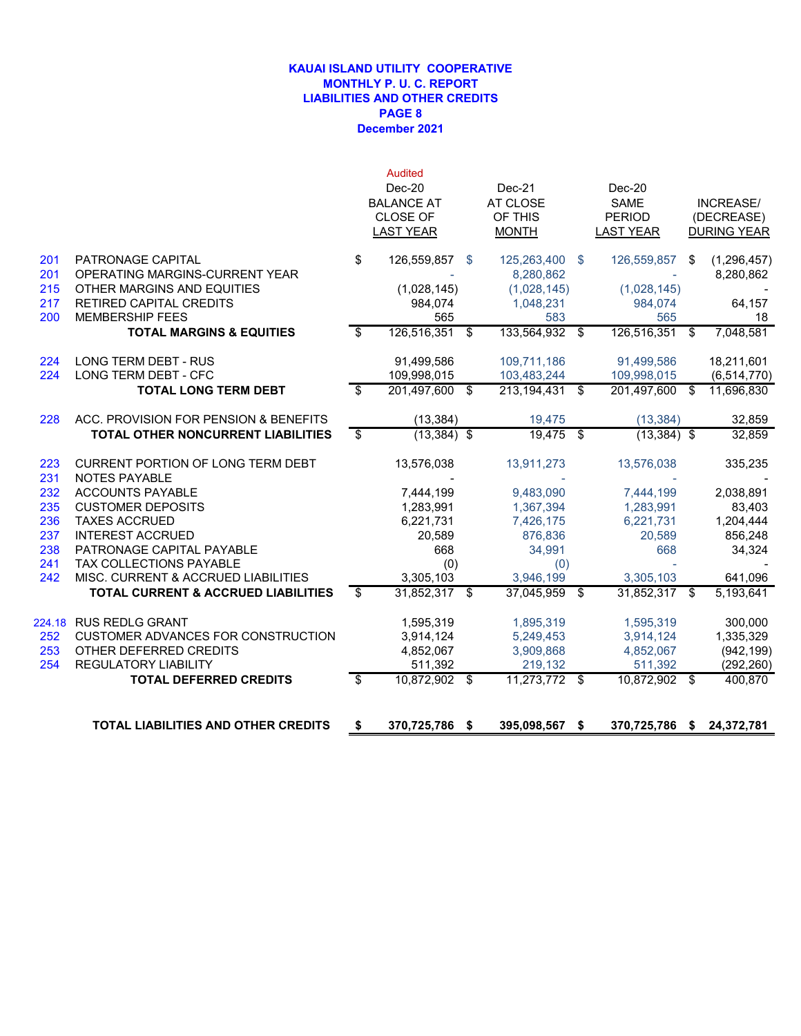# KAUAI ISLAND UTILITY COOPERATIVE
## MONTHLY P. U. C. REPORT
## LIABILITIES AND OTHER CREDITS
## PAGE 8
## December 2021

| | | Audited Dec-20 BALANCE AT CLOSE OF LAST YEAR | Dec-21 AT CLOSE OF THIS MONTH | Dec-20 SAME PERIOD LAST YEAR | INCREASE/ (DECREASE) DURING YEAR |
|---|---|---|---|---|---|
| 201 | PATRONAGE CAPITAL | $ 126,559,857 | $ 125,263,400 | $ 126,559,857 | $ (1,296,457) |
| 201 | OPERATING MARGINS-CURRENT YEAR | - | 8,280,862 | - | 8,280,862 |
| 215 | OTHER MARGINS AND EQUITIES | (1,028,145) | (1,028,145) | (1,028,145) | - |
| 217 | RETIRED CAPITAL CREDITS | 984,074 | 1,048,231 | 984,074 | 64,157 |
| 200 | MEMBERSHIP FEES | 565 | 583 | 565 | 18 |
| | **TOTAL MARGINS & EQUITIES** | $ 126,516,351 | $ 133,564,932 | $ 126,516,351 | $ 7,048,581 |
| 224 | LONG TERM DEBT - RUS | 91,499,586 | 109,711,186 | 91,499,586 | 18,211,601 |
| 224 | LONG TERM DEBT - CFC | 109,998,015 | 103,483,244 | 109,998,015 | (6,514,770) |
| | **TOTAL LONG TERM DEBT** | $ 201,497,600 | $ 213,194,431 | $ 201,497,600 | $ 11,696,830 |
| 228 | ACC. PROVISION FOR PENSION & BENEFITS | (13,384) | 19,475 | (13,384) | 32,859 |
| | **TOTAL OTHER NONCURRENT LIABILITIES** | $ (13,384) | $ 19,475 | $ (13,384) | $ 32,859 |
| 223 | CURRENT PORTION OF LONG TERM DEBT | 13,576,038 | 13,911,273 | 13,576,038 | 335,235 |
| 231 | NOTES PAYABLE | - | - | - | - |
| 232 | ACCOUNTS PAYABLE | 7,444,199 | 9,483,090 | 7,444,199 | 2,038,891 |
| 235 | CUSTOMER DEPOSITS | 1,283,991 | 1,367,394 | 1,283,991 | 83,403 |
| 236 | TAXES ACCRUED | 6,221,731 | 7,426,175 | 6,221,731 | 1,204,444 |
| 237 | INTEREST ACCRUED | 20,589 | 876,836 | 20,589 | 856,248 |
| 238 | PATRONAGE CAPITAL PAYABLE | 668 | 34,991 | 668 | 34,324 |
| 241 | TAX COLLECTIONS PAYABLE | (0) | (0) | - | - |
| 242 | MISC. CURRENT & ACCRUED LIABILITIES | 3,305,103 | 3,946,199 | 3,305,103 | 641,096 |
| | **TOTAL CURRENT & ACCRUED LIABILITIES** | $ 31,852,317 | $ 37,045,959 | $ 31,852,317 | $ 5,193,641 |
| 224.18 | RUS REDLG GRANT | 1,595,319 | 1,895,319 | 1,595,319 | 300,000 |
| 252 | CUSTOMER ADVANCES FOR CONSTRUCTION | 3,914,124 | 5,249,453 | 3,914,124 | 1,335,329 |
| 253 | OTHER DEFERRED CREDITS | 4,852,067 | 3,909,868 | 4,852,067 | (942,199) |
| 254 | REGULATORY LIABILITY | 511,392 | 219,132 | 511,392 | (292,260) |
| | **TOTAL DEFERRED CREDITS** | $ 10,872,902 | $ 11,273,772 | $ 10,872,902 | $ 400,870 |
| | **TOTAL LIABILITIES AND OTHER CREDITS** | **$ 370,725,786** | **$ 395,098,567** | **$ 370,725,786** | **$ 24,372,781** |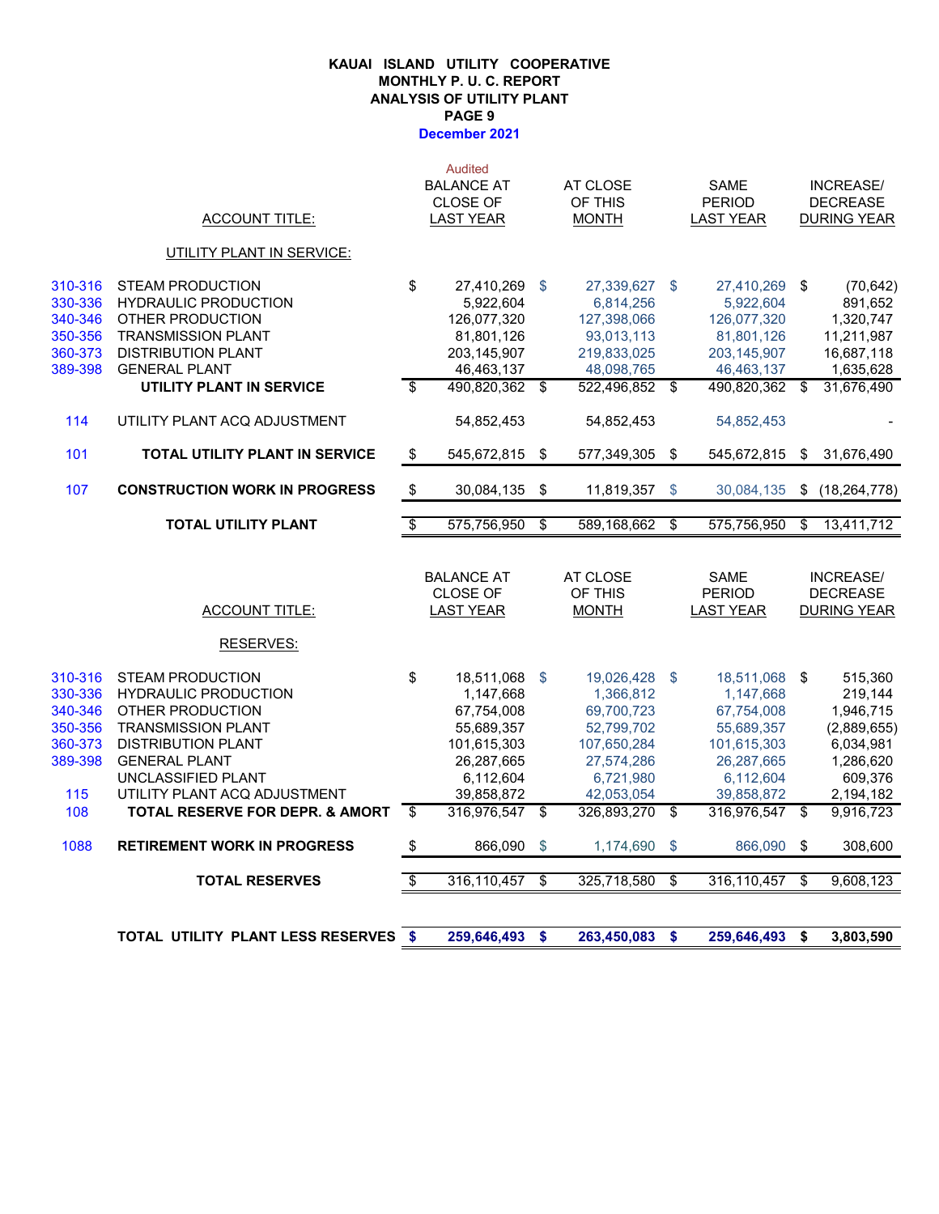# KAUAI ISLAND UTILITY COOPERATIVE
## MONTHLY P. U. C. REPORT
## ANALYSIS OF UTILITY PLANT
## PAGE 9
## December 2021

| | ACCOUNT TITLE: | Audited BALANCE AT CLOSE OF LAST YEAR | AT CLOSE OF THIS MONTH | SAME PERIOD LAST YEAR | INCREASE/ DECREASE DURING YEAR |
|---|---|---|---|---|---|
| | **UTILITY PLANT IN SERVICE:** | | | | |
| 310-316 | STEAM PRODUCTION | $ 27,410,269 | $ 27,339,627 | $ 27,410,269 | $ (70,642) |
| 330-336 | HYDRAULIC PRODUCTION | 5,922,604 | 6,814,256 | 5,922,604 | 891,652 |
| 340-346 | OTHER PRODUCTION | 126,077,320 | 127,398,066 | 126,077,320 | 1,320,747 |
| 350-356 | TRANSMISSION PLANT | 81,801,126 | 93,013,113 | 81,801,126 | 11,211,987 |
| 360-373 | DISTRIBUTION PLANT | 203,145,907 | 219,833,025 | 203,145,907 | 16,687,118 |
| 389-398 | GENERAL PLANT | 46,463,137 | 48,098,765 | 46,463,137 | 1,635,628 |
| | **UTILITY PLANT IN SERVICE** | $ 490,820,362 | $ 522,496,852 | $ 490,820,362 | $ 31,676,490 |
| 114 | UTILITY PLANT ACQ ADJUSTMENT | 54,852,453 | 54,852,453 | 54,852,453 | - |
| 101 | **TOTAL UTILITY PLANT IN SERVICE** | $ 545,672,815 | $ 577,349,305 | $ 545,672,815 | $ 31,676,490 |
| 107 | **CONSTRUCTION WORK IN PROGRESS** | $ 30,084,135 | $ 11,819,357 | $ 30,084,135 | $ (18,264,778) |
| | **TOTAL UTILITY PLANT** | $ 575,756,950 | $ 589,168,662 | $ 575,756,950 | $ 13,411,712 |

| | ACCOUNT TITLE: | BALANCE AT CLOSE OF LAST YEAR | AT CLOSE OF THIS MONTH | SAME PERIOD LAST YEAR | INCREASE/ DECREASE DURING YEAR |
|---|---|---|---|---|---|
| | **RESERVES:** | | | | |
| 310-316 | STEAM PRODUCTION | $ 18,511,068 | $ 19,026,428 | $ 18,511,068 | $ 515,360 |
| 330-336 | HYDRAULIC PRODUCTION | 1,147,668 | 1,366,812 | 1,147,668 | 219,144 |
| 340-346 | OTHER PRODUCTION | 67,754,008 | 69,700,723 | 67,754,008 | 1,946,715 |
| 350-356 | TRANSMISSION PLANT | 55,689,357 | 52,799,702 | 55,689,357 | (2,889,655) |
| 360-373 | DISTRIBUTION PLANT | 101,615,303 | 107,650,284 | 101,615,303 | 6,034,981 |
| 389-398 | GENERAL PLANT | 26,287,665 | 27,574,286 | 26,287,665 | 1,286,620 |
| | UNCLASSIFIED PLANT | 6,112,604 | 6,721,980 | 6,112,604 | 609,376 |
| 115 | UTILITY PLANT ACQ ADJUSTMENT | 39,858,872 | 42,053,054 | 39,858,872 | 2,194,182 |
| 108 | **TOTAL RESERVE FOR DEPR. & AMORT** | $ 316,976,547 | $ 326,893,270 | $ 316,976,547 | $ 9,916,723 |
| 1088 | **RETIREMENT WORK IN PROGRESS** | $ 866,090 | $ 1,174,690 | $ 866,090 | $ 308,600 |
| | **TOTAL RESERVES** | $ 316,110,457 | $ 325,718,580 | $ 316,110,457 | $ 9,608,123 |
| | **TOTAL UTILITY PLANT LESS RESERVES** | **$ 259,646,493** | **$ 263,450,083** | **$ 259,646,493** | **$ 3,803,590** |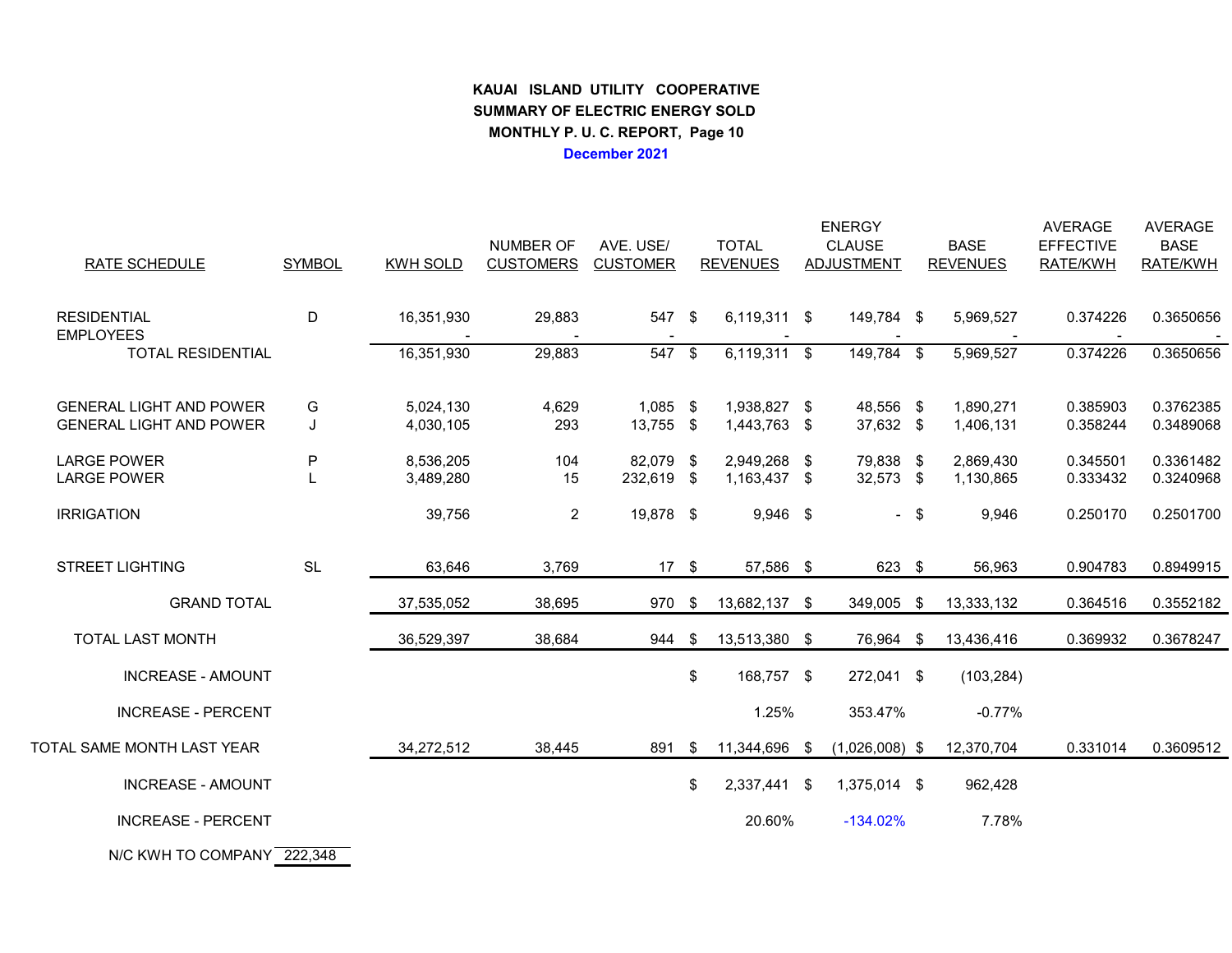**KAUAI ISLAND UTILITY COOPERATIVE**
**SUMMARY OF ELECTRIC ENERGY SOLD**
**MONTHLY P. U. C. REPORT, Page 10**
**December 2021**

| RATE SCHEDULE | SYMBOL | KWH SOLD | NUMBER OF CUSTOMERS | AVE. USE/ CUSTOMER | TOTAL REVENUES | ENERGY CLAUSE ADJUSTMENT | BASE REVENUES | AVERAGE EFFECTIVE RATE/KWH | AVERAGE BASE RATE/KWH |
|---|---|---|---|---|---|---|---|---|---|
| RESIDENTIAL | D | 16,351,930 | 29,883 | 547 | $ 6,119,311 | $ 149,784 | $ 5,969,527 | 0.374226 | 0.3650656 |
| EMPLOYEES | | - | - | - | - | - | - | - | - |
| TOTAL RESIDENTIAL | | 16,351,930 | 29,883 | 547 | $ 6,119,311 | $ 149,784 | $ 5,969,527 | 0.374226 | 0.3650656 |
| GENERAL LIGHT AND POWER | G | 5,024,130 | 4,629 | 1,085 | $ 1,938,827 | $ 48,556 | $ 1,890,271 | 0.385903 | 0.3762385 |
| GENERAL LIGHT AND POWER | J | 4,030,105 | 293 | 13,755 | $ 1,443,763 | $ 37,632 | $ 1,406,131 | 0.358244 | 0.3489068 |
| LARGE POWER | P | 8,536,205 | 104 | 82,079 | $ 2,949,268 | $ 79,838 | $ 2,869,430 | 0.345501 | 0.3361482 |
| LARGE POWER | L | 3,489,280 | 15 | 232,619 | $ 1,163,437 | $ 32,573 | $ 1,130,865 | 0.333432 | 0.3240968 |
| IRRIGATION | | 39,756 | 2 | 19,878 | $ 9,946 | $ - | $ 9,946 | 0.250170 | 0.2501700 |
| STREET LIGHTING | SL | 63,646 | 3,769 | 17 | $ 57,586 | $ 623 | $ 56,963 | 0.904783 | 0.8949915 |
| GRAND TOTAL | | 37,535,052 | 38,695 | 970 | $ 13,682,137 | $ 349,005 | $ 13,333,132 | 0.364516 | 0.3552182 |
| TOTAL LAST MONTH | | 36,529,397 | 38,684 | 944 | $ 13,513,380 | $ 76,964 | $ 13,436,416 | 0.369932 | 0.3678247 |
| INCREASE - AMOUNT | | | | | $ 168,757 | $ 272,041 | $ (103,284) | | |
| INCREASE - PERCENT | | | | | 1.25% | 353.47% | -0.77% | | |
| TOTAL SAME MONTH LAST YEAR | | 34,272,512 | 38,445 | 891 | $ 11,344,696 | $ (1,026,008) | $ 12,370,704 | 0.331014 | 0.3609512 |
| INCREASE - AMOUNT | | | | | $ 2,337,441 | $ 1,375,014 | $ 962,428 | | |
| INCREASE - PERCENT | | | | | 20.60% | -134.02% | 7.78% | | |

N/C KWH TO COMPANY 222,348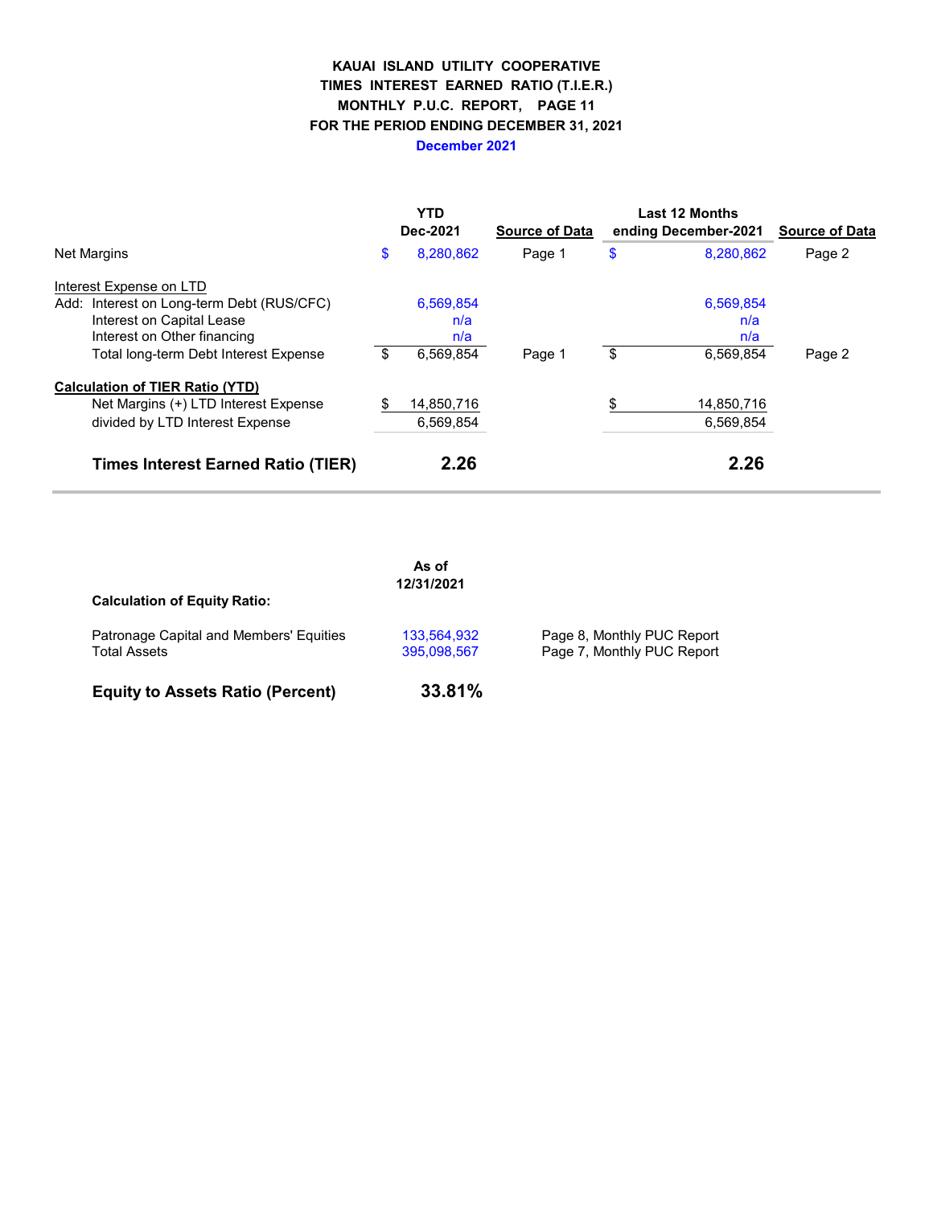# KAUAI ISLAND UTILITY COOPERATIVE
## TIMES INTEREST EARNED RATIO (T.I.E.R.)
## MONTHLY P.U.C. REPORT, PAGE 11
## FOR THE PERIOD ENDING DECEMBER 31, 2021
**December 2021**

| | YTD Dec-2021 | Source of Data | Last 12 Months ending December-2021 | Source of Data |
|---|---|---|---|---|
| Net Margins | $ 8,280,862 | Page 1 | $ 8,280,862 | Page 2 |
| Interest Expense on LTD | | | | |
| Add: Interest on Long-term Debt (RUS/CFC) | 6,569,854 | | 6,569,854 | |
| Interest on Capital Lease | n/a | | n/a | |
| Interest on Other financing | n/a | | n/a | |
| Total long-term Debt Interest Expense | $ 6,569,854 | Page 1 | $ 6,569,854 | Page 2 |
| **Calculation of TIER Ratio (YTD)** | | | | |
| Net Margins (+) LTD Interest Expense | $ 14,850,716 | | $ 14,850,716 | |
| divided by LTD Interest Expense | 6,569,854 | | 6,569,854 | |
| **Times Interest Earned Ratio (TIER)** | **2.26** | | **2.26** | |

| Calculation of Equity Ratio: | As of 12/31/2021 | |
|---|---|---|
| Patronage Capital and Members' Equities | 133,564,932 | Page 8, Monthly PUC Report |
| Total Assets | 395,098,567 | Page 7, Monthly PUC Report |
| **Equity to Assets Ratio (Percent)** | **33.81%** | |